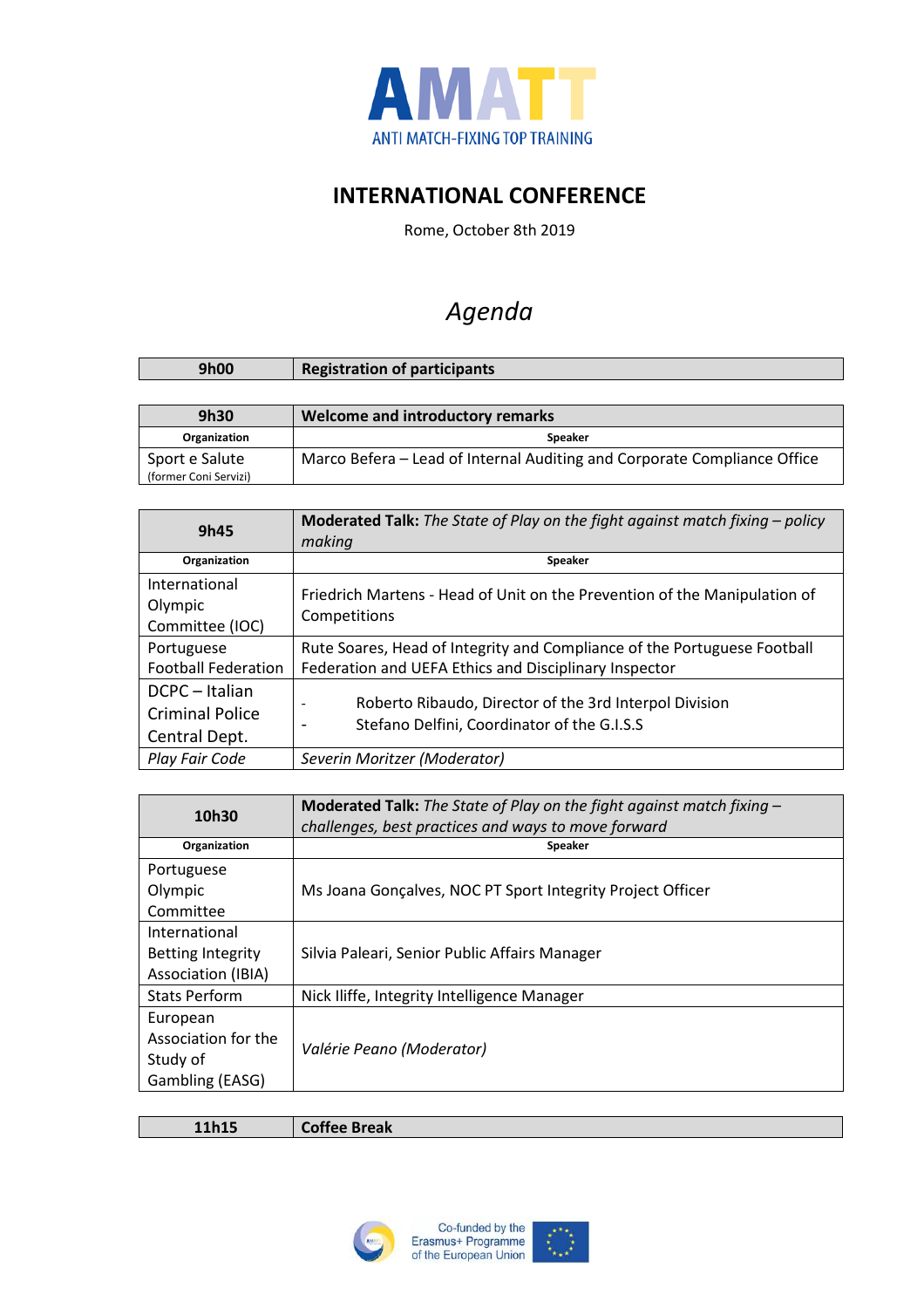AMATT
ANTI MATCH-FIXING TOP TRAINING

# INTERNATIONAL CONFERENCE

Rome, October 8th 2019

## *Agenda*

| **9h00** | **Registration of participants** |
|---|---|

| **9h30** | **Welcome and introductory remarks** |
|---|---|
| **Organization** | **Speaker** |
| Sport e Salute (former Coni Servizi) | Marco Befera – Lead of Internal Auditing and Corporate Compliance Office |

| **9h45** | **Moderated Talk:** *The State of Play on the fight against match fixing – policy making* |
|---|---|
| **Organization** | **Speaker** |
| International Olympic Committee (IOC) | Friedrich Martens - Head of Unit on the Prevention of the Manipulation of Competitions |
| Portuguese Football Federation | Rute Soares, Head of Integrity and Compliance of the Portuguese Football Federation and UEFA Ethics and Disciplinary Inspector |
| DCPC – Italian Criminal Police Central Dept. | - Roberto Ribaudo, Director of the 3rd Interpol Division<br>- Stefano Delfini, Coordinator of the G.I.S.S |
| *Play Fair Code* | *Severin Moritzer (Moderator)* |

| **10h30** | **Moderated Talk:** *The State of Play on the fight against match fixing – challenges, best practices and ways to move forward* |
|---|---|
| **Organization** | **Speaker** |
| Portuguese Olympic Committee | Ms Joana Gonçalves, NOC PT Sport Integrity Project Officer |
| International Betting Integrity Association (IBIA) | Silvia Paleari, Senior Public Affairs Manager |
| Stats Perform | Nick Iliffe, Integrity Intelligence Manager |
| European Association for the Study of Gambling (EASG) | *Valérie Peano (Moderator)* |

| **11h15** | **Coffee Break** |
|---|---|

Co-funded by the Erasmus+ Programme of the European Union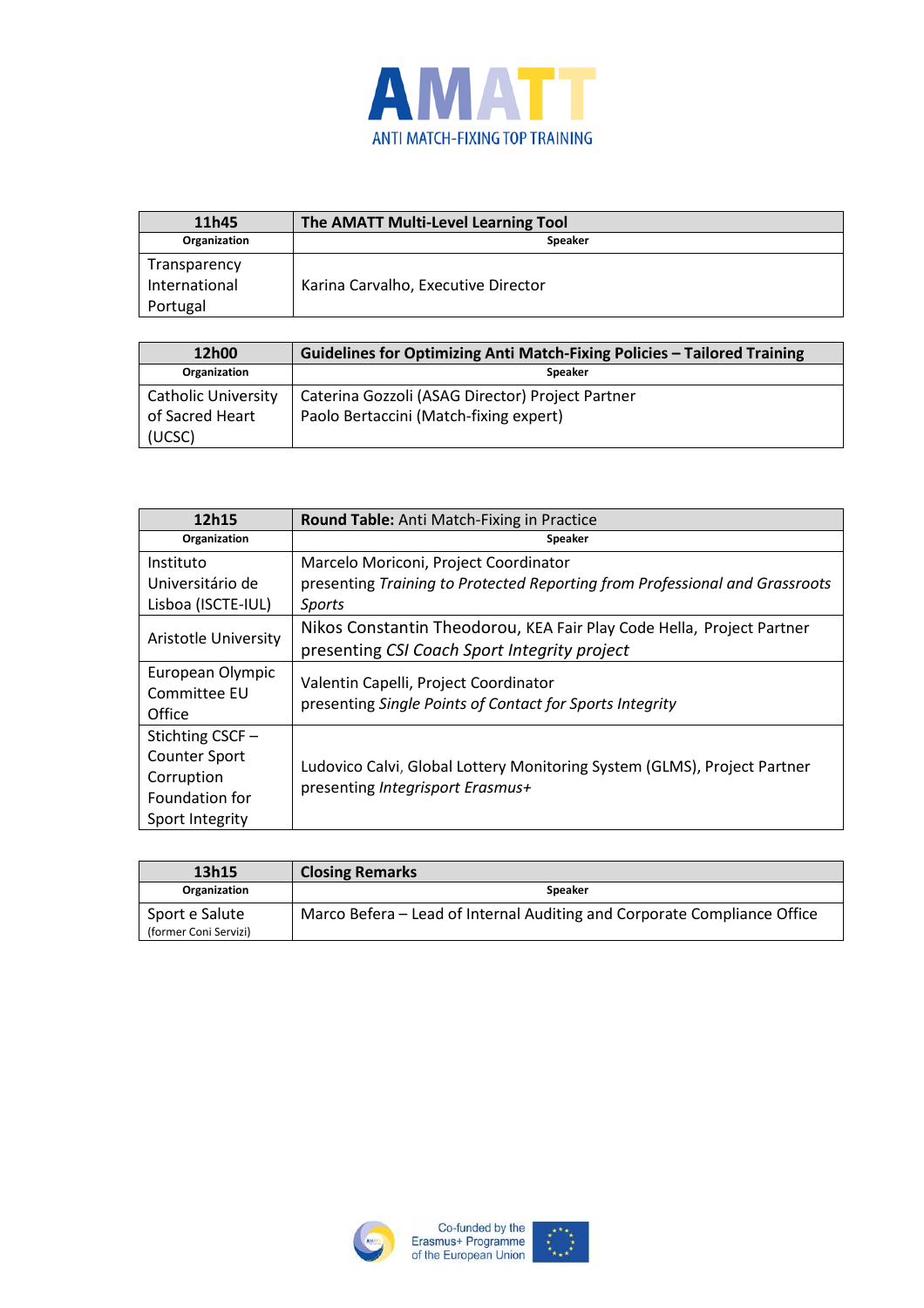**AMATT**

ANTI MATCH-FIXING TOP TRAINING

| 11h45 | The AMATT Multi-Level Learning Tool |
|---|---|
| **Organization** | **Speaker** |
| Transparency International Portugal | Karina Carvalho, Executive Director |

| 12h00 | Guidelines for Optimizing Anti Match-Fixing Policies – Tailored Training |
|---|---|
| **Organization** | **Speaker** |
| Catholic University of Sacred Heart (UCSC) | Caterina Gozzoli (ASAG Director) Project Partner<br>Paolo Bertaccini (Match-fixing expert) |

| 12h15 | **Round Table:** Anti Match-Fixing in Practice |
|---|---|
| **Organization** | **Speaker** |
| Instituto Universitário de Lisboa (ISCTE-IUL) | Marcelo Moriconi, Project Coordinator<br>presenting *Training to Protected Reporting from Professional and Grassroots Sports* |
| Aristotle University | Nikos Constantin Theodorou, KEA Fair Play Code Hella, Project Partner<br>presenting *CSI Coach Sport Integrity project* |
| European Olympic Committee EU Office | Valentin Capelli, Project Coordinator<br>presenting *Single Points of Contact for Sports Integrity* |
| Stichting CSCF – Counter Sport Corruption Foundation for Sport Integrity | Ludovico Calvi, Global Lottery Monitoring System (GLMS), Project Partner<br>presenting *Integrisport Erasmus+* |

| 13h15 | Closing Remarks |
|---|---|
| **Organization** | **Speaker** |
| Sport e Salute<br>(former Coni Servizi) | Marco Befera – Lead of Internal Auditing and Corporate Compliance Office |

Co-funded by the Erasmus+ Programme of the European Union